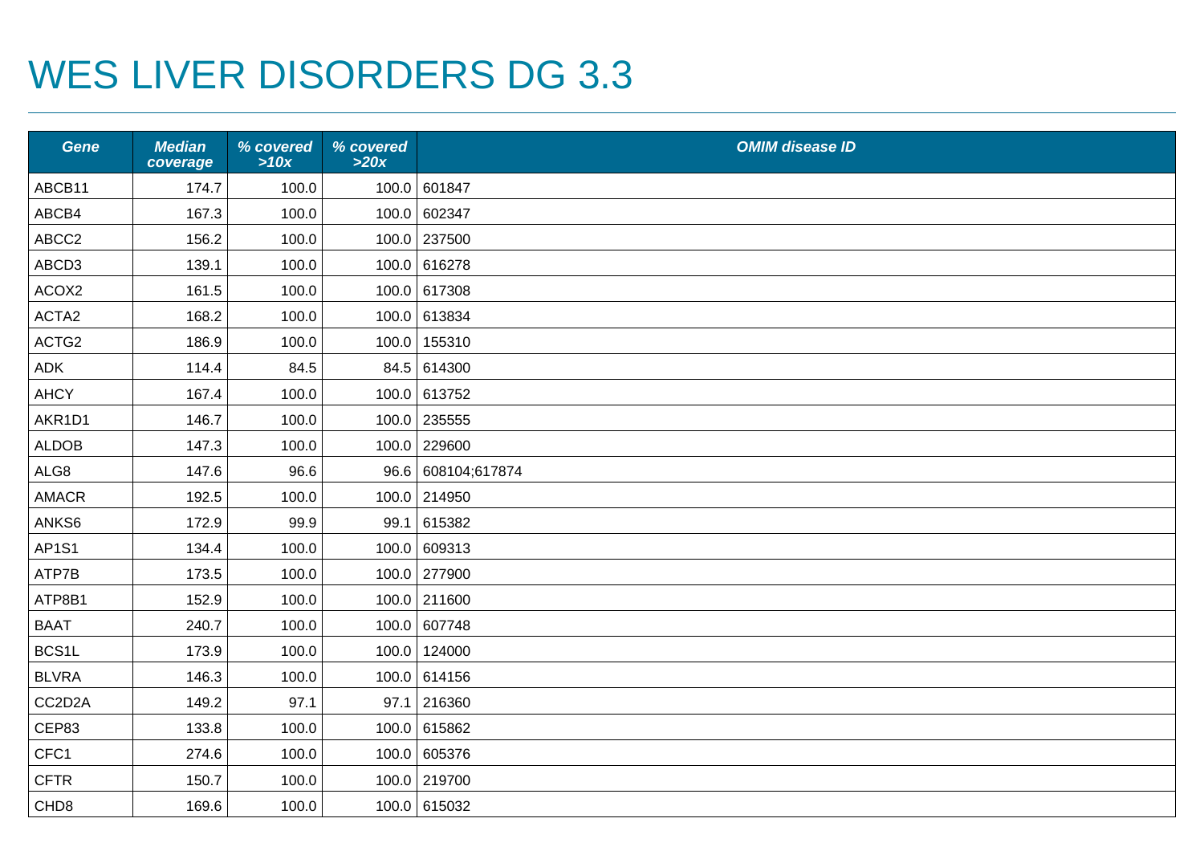# WES LIVER DISORDERS DG 3.3

| Gene | Median coverage | % covered >10x | % covered >20x | OMIM disease ID |
|---|---|---|---|---|
| ABCB11 | 174.7 | 100.0 | 100.0 | 601847 |
| ABCB4 | 167.3 | 100.0 | 100.0 | 602347 |
| ABCC2 | 156.2 | 100.0 | 100.0 | 237500 |
| ABCD3 | 139.1 | 100.0 | 100.0 | 616278 |
| ACOX2 | 161.5 | 100.0 | 100.0 | 617308 |
| ACTA2 | 168.2 | 100.0 | 100.0 | 613834 |
| ACTG2 | 186.9 | 100.0 | 100.0 | 155310 |
| ADK | 114.4 | 84.5 | 84.5 | 614300 |
| AHCY | 167.4 | 100.0 | 100.0 | 613752 |
| AKR1D1 | 146.7 | 100.0 | 100.0 | 235555 |
| ALDOB | 147.3 | 100.0 | 100.0 | 229600 |
| ALG8 | 147.6 | 96.6 | 96.6 | 608104;617874 |
| AMACR | 192.5 | 100.0 | 100.0 | 214950 |
| ANKS6 | 172.9 | 99.9 | 99.1 | 615382 |
| AP1S1 | 134.4 | 100.0 | 100.0 | 609313 |
| ATP7B | 173.5 | 100.0 | 100.0 | 277900 |
| ATP8B1 | 152.9 | 100.0 | 100.0 | 211600 |
| BAAT | 240.7 | 100.0 | 100.0 | 607748 |
| BCS1L | 173.9 | 100.0 | 100.0 | 124000 |
| BLVRA | 146.3 | 100.0 | 100.0 | 614156 |
| CC2D2A | 149.2 | 97.1 | 97.1 | 216360 |
| CEP83 | 133.8 | 100.0 | 100.0 | 615862 |
| CFC1 | 274.6 | 100.0 | 100.0 | 605376 |
| CFTR | 150.7 | 100.0 | 100.0 | 219700 |
| CHD8 | 169.6 | 100.0 | 100.0 | 615032 |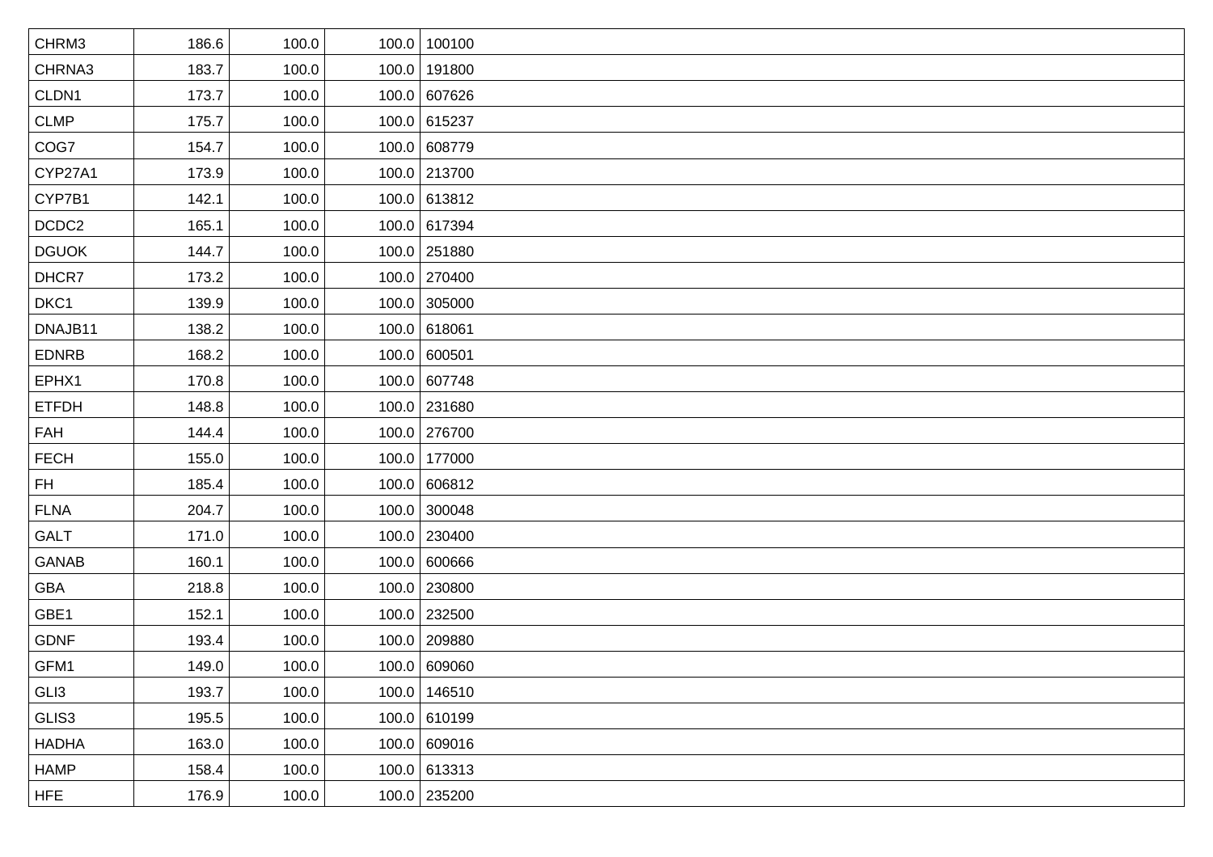| | | | | |
|---|---|---|---|---|
| CHRM3 | 186.6 | 100.0 | 100.0 | 100100 |
| CHRNA3 | 183.7 | 100.0 | 100.0 | 191800 |
| CLDN1 | 173.7 | 100.0 | 100.0 | 607626 |
| CLMP | 175.7 | 100.0 | 100.0 | 615237 |
| COG7 | 154.7 | 100.0 | 100.0 | 608779 |
| CYP27A1 | 173.9 | 100.0 | 100.0 | 213700 |
| CYP7B1 | 142.1 | 100.0 | 100.0 | 613812 |
| DCDC2 | 165.1 | 100.0 | 100.0 | 617394 |
| DGUOK | 144.7 | 100.0 | 100.0 | 251880 |
| DHCR7 | 173.2 | 100.0 | 100.0 | 270400 |
| DKC1 | 139.9 | 100.0 | 100.0 | 305000 |
| DNAJB11 | 138.2 | 100.0 | 100.0 | 618061 |
| EDNRB | 168.2 | 100.0 | 100.0 | 600501 |
| EPHX1 | 170.8 | 100.0 | 100.0 | 607748 |
| ETFDH | 148.8 | 100.0 | 100.0 | 231680 |
| FAH | 144.4 | 100.0 | 100.0 | 276700 |
| FECH | 155.0 | 100.0 | 100.0 | 177000 |
| FH | 185.4 | 100.0 | 100.0 | 606812 |
| FLNA | 204.7 | 100.0 | 100.0 | 300048 |
| GALT | 171.0 | 100.0 | 100.0 | 230400 |
| GANAB | 160.1 | 100.0 | 100.0 | 600666 |
| GBA | 218.8 | 100.0 | 100.0 | 230800 |
| GBE1 | 152.1 | 100.0 | 100.0 | 232500 |
| GDNF | 193.4 | 100.0 | 100.0 | 209880 |
| GFM1 | 149.0 | 100.0 | 100.0 | 609060 |
| GLI3 | 193.7 | 100.0 | 100.0 | 146510 |
| GLIS3 | 195.5 | 100.0 | 100.0 | 610199 |
| HADHA | 163.0 | 100.0 | 100.0 | 609016 |
| HAMP | 158.4 | 100.0 | 100.0 | 613313 |
| HFE | 176.9 | 100.0 | 100.0 | 235200 |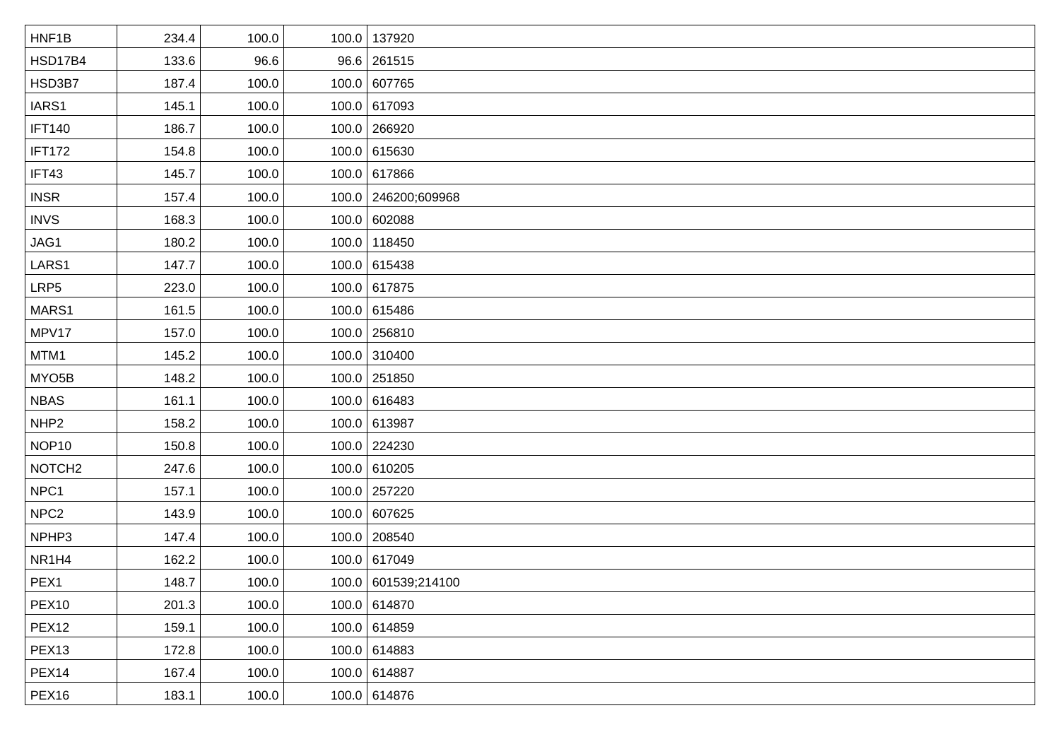| | | | | |
|---|---|---|---|---|
| HNF1B | 234.4 | 100.0 | 100.0 | 137920 |
| HSD17B4 | 133.6 | 96.6 | 96.6 | 261515 |
| HSD3B7 | 187.4 | 100.0 | 100.0 | 607765 |
| IARS1 | 145.1 | 100.0 | 100.0 | 617093 |
| IFT140 | 186.7 | 100.0 | 100.0 | 266920 |
| IFT172 | 154.8 | 100.0 | 100.0 | 615630 |
| IFT43 | 145.7 | 100.0 | 100.0 | 617866 |
| INSR | 157.4 | 100.0 | 100.0 | 246200;609968 |
| INVS | 168.3 | 100.0 | 100.0 | 602088 |
| JAG1 | 180.2 | 100.0 | 100.0 | 118450 |
| LARS1 | 147.7 | 100.0 | 100.0 | 615438 |
| LRP5 | 223.0 | 100.0 | 100.0 | 617875 |
| MARS1 | 161.5 | 100.0 | 100.0 | 615486 |
| MPV17 | 157.0 | 100.0 | 100.0 | 256810 |
| MTM1 | 145.2 | 100.0 | 100.0 | 310400 |
| MYO5B | 148.2 | 100.0 | 100.0 | 251850 |
| NBAS | 161.1 | 100.0 | 100.0 | 616483 |
| NHP2 | 158.2 | 100.0 | 100.0 | 613987 |
| NOP10 | 150.8 | 100.0 | 100.0 | 224230 |
| NOTCH2 | 247.6 | 100.0 | 100.0 | 610205 |
| NPC1 | 157.1 | 100.0 | 100.0 | 257220 |
| NPC2 | 143.9 | 100.0 | 100.0 | 607625 |
| NPHP3 | 147.4 | 100.0 | 100.0 | 208540 |
| NR1H4 | 162.2 | 100.0 | 100.0 | 617049 |
| PEX1 | 148.7 | 100.0 | 100.0 | 601539;214100 |
| PEX10 | 201.3 | 100.0 | 100.0 | 614870 |
| PEX12 | 159.1 | 100.0 | 100.0 | 614859 |
| PEX13 | 172.8 | 100.0 | 100.0 | 614883 |
| PEX14 | 167.4 | 100.0 | 100.0 | 614887 |
| PEX16 | 183.1 | 100.0 | 100.0 | 614876 |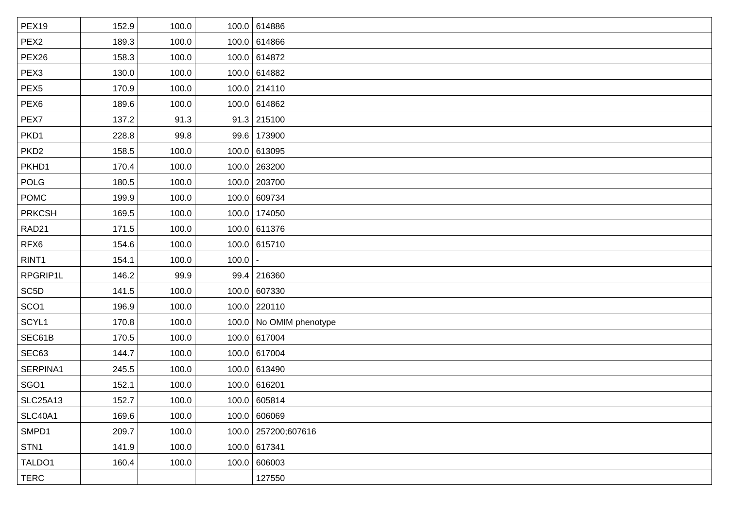| PEX19 | 152.9 | 100.0 | 100.0 | 614886 |
|---|---|---|---|---|
| PEX2 | 189.3 | 100.0 | 100.0 | 614866 |
| PEX26 | 158.3 | 100.0 | 100.0 | 614872 |
| PEX3 | 130.0 | 100.0 | 100.0 | 614882 |
| PEX5 | 170.9 | 100.0 | 100.0 | 214110 |
| PEX6 | 189.6 | 100.0 | 100.0 | 614862 |
| PEX7 | 137.2 | 91.3 | 91.3 | 215100 |
| PKD1 | 228.8 | 99.8 | 99.6 | 173900 |
| PKD2 | 158.5 | 100.0 | 100.0 | 613095 |
| PKHD1 | 170.4 | 100.0 | 100.0 | 263200 |
| POLG | 180.5 | 100.0 | 100.0 | 203700 |
| POMC | 199.9 | 100.0 | 100.0 | 609734 |
| PRKCSH | 169.5 | 100.0 | 100.0 | 174050 |
| RAD21 | 171.5 | 100.0 | 100.0 | 611376 |
| RFX6 | 154.6 | 100.0 | 100.0 | 615710 |
| RINT1 | 154.1 | 100.0 | 100.0 | - |
| RPGRIP1L | 146.2 | 99.9 | 99.4 | 216360 |
| SC5D | 141.5 | 100.0 | 100.0 | 607330 |
| SCO1 | 196.9 | 100.0 | 100.0 | 220110 |
| SCYL1 | 170.8 | 100.0 | 100.0 | No OMIM phenotype |
| SEC61B | 170.5 | 100.0 | 100.0 | 617004 |
| SEC63 | 144.7 | 100.0 | 100.0 | 617004 |
| SERPINA1 | 245.5 | 100.0 | 100.0 | 613490 |
| SGO1 | 152.1 | 100.0 | 100.0 | 616201 |
| SLC25A13 | 152.7 | 100.0 | 100.0 | 605814 |
| SLC40A1 | 169.6 | 100.0 | 100.0 | 606069 |
| SMPD1 | 209.7 | 100.0 | 100.0 | 257200;607616 |
| STN1 | 141.9 | 100.0 | 100.0 | 617341 |
| TALDO1 | 160.4 | 100.0 | 100.0 | 606003 |
| TERC | | | | 127550 |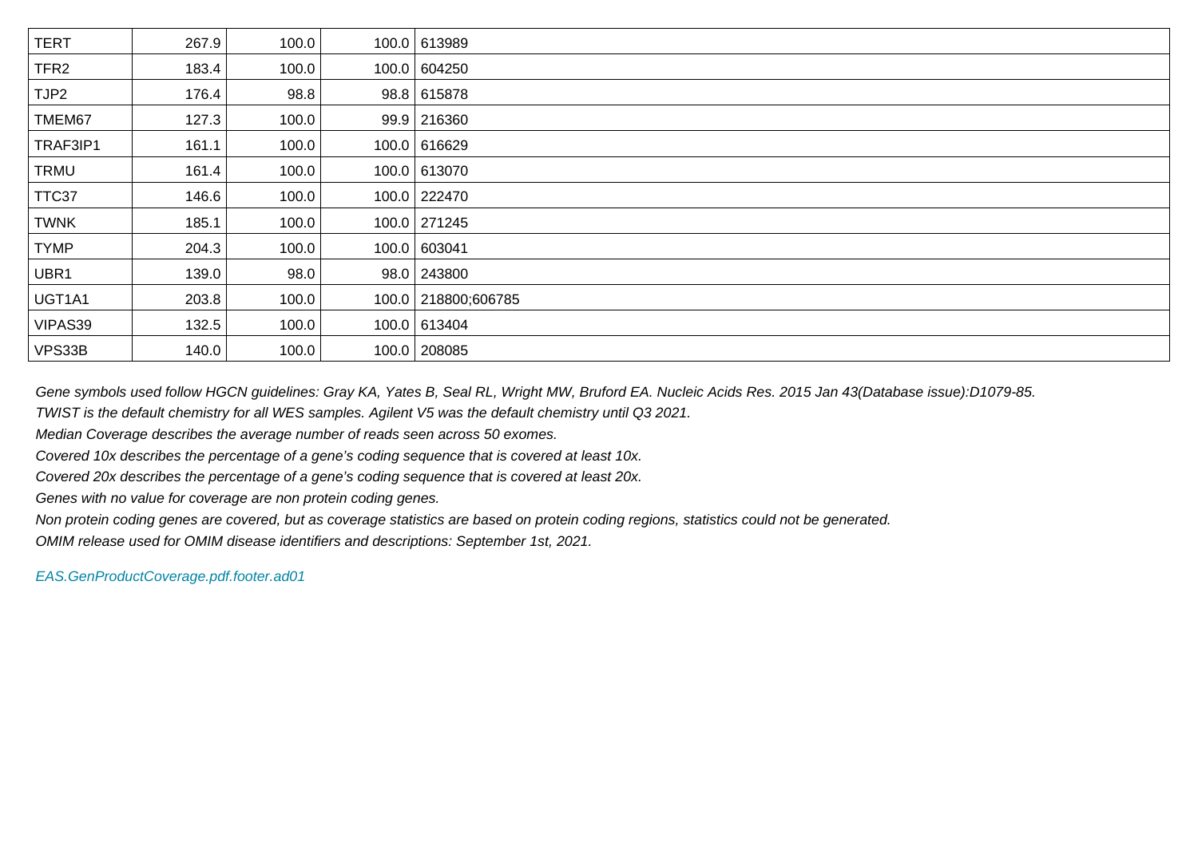| | | | | |
|---|---|---|---|---|
| TERT | 267.9 | 100.0 | 100.0 | 613989 |
| TFR2 | 183.4 | 100.0 | 100.0 | 604250 |
| TJP2 | 176.4 | 98.8 | 98.8 | 615878 |
| TMEM67 | 127.3 | 100.0 | 99.9 | 216360 |
| TRAF3IP1 | 161.1 | 100.0 | 100.0 | 616629 |
| TRMU | 161.4 | 100.0 | 100.0 | 613070 |
| TTC37 | 146.6 | 100.0 | 100.0 | 222470 |
| TWNK | 185.1 | 100.0 | 100.0 | 271245 |
| TYMP | 204.3 | 100.0 | 100.0 | 603041 |
| UBR1 | 139.0 | 98.0 | 98.0 | 243800 |
| UGT1A1 | 203.8 | 100.0 | 100.0 | 218800;606785 |
| VIPAS39 | 132.5 | 100.0 | 100.0 | 613404 |
| VPS33B | 140.0 | 100.0 | 100.0 | 208085 |

*Gene symbols used follow HGCN guidelines: Gray KA, Yates B, Seal RL, Wright MW, Bruford EA. Nucleic Acids Res. 2015 Jan 43(Database issue):D1079-85.*

*TWIST is the default chemistry for all WES samples. Agilent V5 was the default chemistry until Q3 2021.*

*Median Coverage describes the average number of reads seen across 50 exomes.*

*Covered 10x describes the percentage of a gene's coding sequence that is covered at least 10x.*

*Covered 20x describes the percentage of a gene's coding sequence that is covered at least 20x.*

*Genes with no value for coverage are non protein coding genes.*

*Non protein coding genes are covered, but as coverage statistics are based on protein coding regions, statistics could not be generated.*

*OMIM release used for OMIM disease identifiers and descriptions: September 1st, 2021.*

*EAS.GenProductCoverage.pdf.footer.ad01*